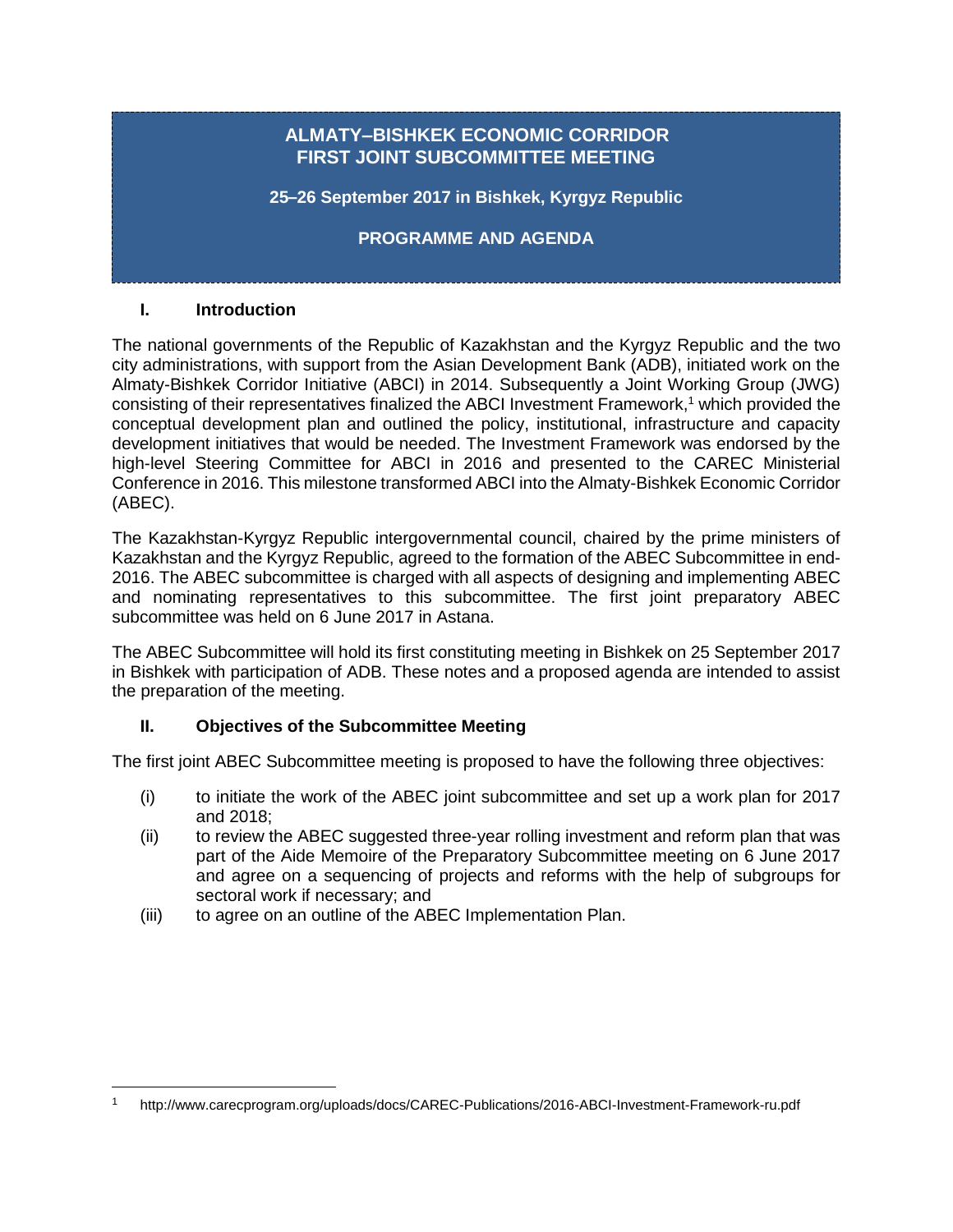# ALMATY–BISHKEK ECONOMIC CORRIDOR
# FIRST JOINT SUBCOMMITTEE MEETING

**25–26 September 2017 in Bishkek, Kyrgyz Republic**

**PROGRAMME AND AGENDA**

## I. Introduction

The national governments of the Republic of Kazakhstan and the Kyrgyz Republic and the two city administrations, with support from the Asian Development Bank (ADB), initiated work on the Almaty-Bishkek Corridor Initiative (ABCI) in 2014. Subsequently a Joint Working Group (JWG) consisting of their representatives finalized the ABCI Investment Framework,[1] which provided the conceptual development plan and outlined the policy, institutional, infrastructure and capacity development initiatives that would be needed. The Investment Framework was endorsed by the high-level Steering Committee for ABCI in 2016 and presented to the CAREC Ministerial Conference in 2016. This milestone transformed ABCI into the Almaty-Bishkek Economic Corridor (ABEC).

The Kazakhstan-Kyrgyz Republic intergovernmental council, chaired by the prime ministers of Kazakhstan and the Kyrgyz Republic, agreed to the formation of the ABEC Subcommittee in end-2016. The ABEC subcommittee is charged with all aspects of designing and implementing ABEC and nominating representatives to this subcommittee. The first joint preparatory ABEC subcommittee was held on 6 June 2017 in Astana.

The ABEC Subcommittee will hold its first constituting meeting in Bishkek on 25 September 2017 in Bishkek with participation of ADB. These notes and a proposed agenda are intended to assist the preparation of the meeting.

## II. Objectives of the Subcommittee Meeting

The first joint ABEC Subcommittee meeting is proposed to have the following three objectives:

(i) to initiate the work of the ABEC joint subcommittee and set up a work plan for 2017 and 2018;

(ii) to review the ABEC suggested three-year rolling investment and reform plan that was part of the Aide Memoire of the Preparatory Subcommittee meeting on 6 June 2017 and agree on a sequencing of projects and reforms with the help of subgroups for sectoral work if necessary; and

(iii) to agree on an outline of the ABEC Implementation Plan.

[1] http://www.carecprogram.org/uploads/docs/CAREC-Publications/2016-ABCI-Investment-Framework-ru.pdf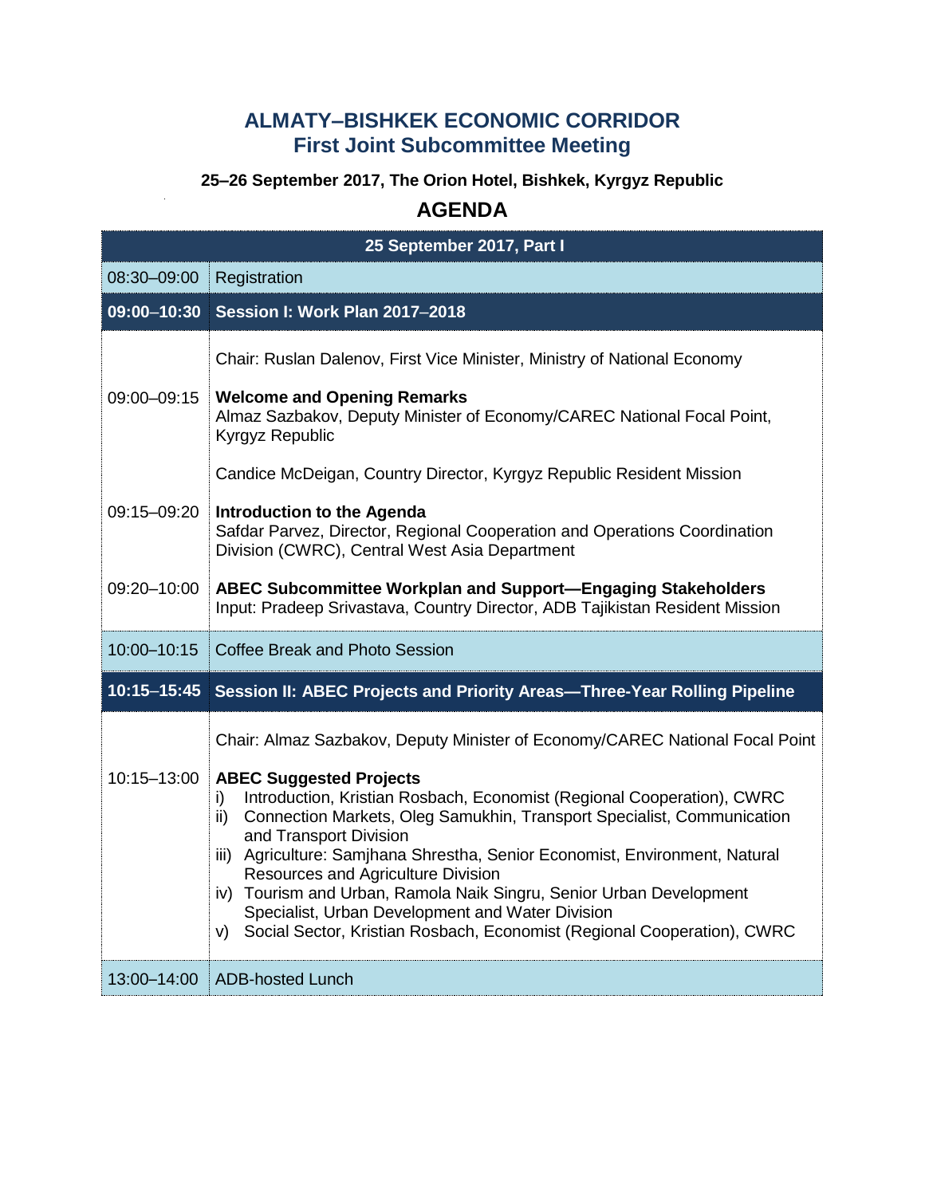# ALMATY–BISHKEK ECONOMIC CORRIDOR
## First Joint Subcommittee Meeting

**25–26 September 2017, The Orion Hotel, Bishkek, Kyrgyz Republic**

## AGENDA

| 25 September 2017, Part I | |
|---|---|
| 08:30–09:00 | Registration |
| **09:00–10:30** | **Session I: Work Plan 2017–2018** |
| | Chair: Ruslan Dalenov, First Vice Minister, Ministry of National Economy |
| 09:00–09:15 | **Welcome and Opening Remarks**<br>Almaz Sazbakov, Deputy Minister of Economy/CAREC National Focal Point, Kyrgyz Republic<br><br>Candice McDeigan, Country Director, Kyrgyz Republic Resident Mission |
| 09:15–09:20 | **Introduction to the Agenda**<br>Safdar Parvez, Director, Regional Cooperation and Operations Coordination Division (CWRC), Central West Asia Department |
| 09:20–10:00 | **ABEC Subcommittee Workplan and Support—Engaging Stakeholders**<br>Input: Pradeep Srivastava, Country Director, ADB Tajikistan Resident Mission |
| 10:00–10:15 | Coffee Break and Photo Session |
| **10:15–15:45** | **Session II: ABEC Projects and Priority Areas—Three-Year Rolling Pipeline** |
| | Chair: Almaz Sazbakov, Deputy Minister of Economy/CAREC National Focal Point |
| 10:15–13:00 | **ABEC Suggested Projects**<br>i) Introduction, Kristian Rosbach, Economist (Regional Cooperation), CWRC<br>ii) Connection Markets, Oleg Samukhin, Transport Specialist, Communication and Transport Division<br>iii) Agriculture: Samjhana Shrestha, Senior Economist, Environment, Natural Resources and Agriculture Division<br>iv) Tourism and Urban, Ramola Naik Singru, Senior Urban Development Specialist, Urban Development and Water Division<br>v) Social Sector, Kristian Rosbach, Economist (Regional Cooperation), CWRC |
| 13:00–14:00 | ADB-hosted Lunch |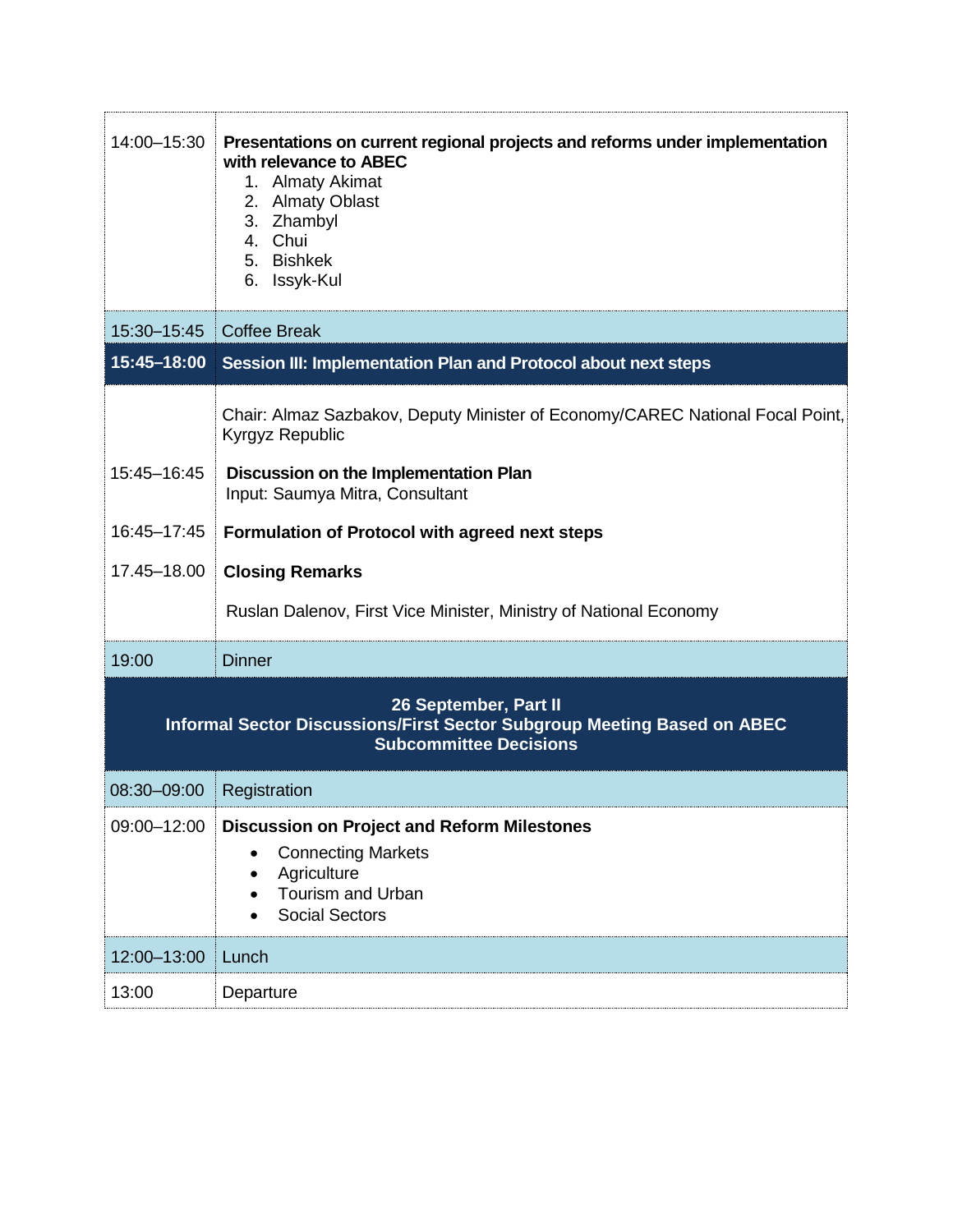| | |
|---|---|
| 14:00–15:30 | **Presentations on current regional projects and reforms under implementation with relevance to ABEC**<br>1. Almaty Akimat<br>2. Almaty Oblast<br>3. Zhambyl<br>4. Chui<br>5. Bishkek<br>6. Issyk-Kul |
| 15:30–15:45 | Coffee Break |
| **15:45–18:00** | **Session III: Implementation Plan and Protocol about next steps** |
| | Chair: Almaz Sazbakov, Deputy Minister of Economy/CAREC National Focal Point, Kyrgyz Republic |
| 15:45–16:45 | **Discussion on the Implementation Plan**<br>Input: Saumya Mitra, Consultant |
| 16:45–17:45 | **Formulation of Protocol with agreed next steps** |
| 17.45–18.00 | **Closing Remarks**<br><br>Ruslan Dalenov, First Vice Minister, Ministry of National Economy |
| 19:00 | Dinner |
| **26 September, Part II<br>Informal Sector Discussions/First Sector Subgroup Meeting Based on ABEC Subcommittee Decisions** | |
| 08:30–09:00 | Registration |
| 09:00–12:00 | **Discussion on Project and Reform Milestones**<br>• Connecting Markets<br>• Agriculture<br>• Tourism and Urban<br>• Social Sectors |
| 12:00–13:00 | Lunch |
| 13:00 | Departure |